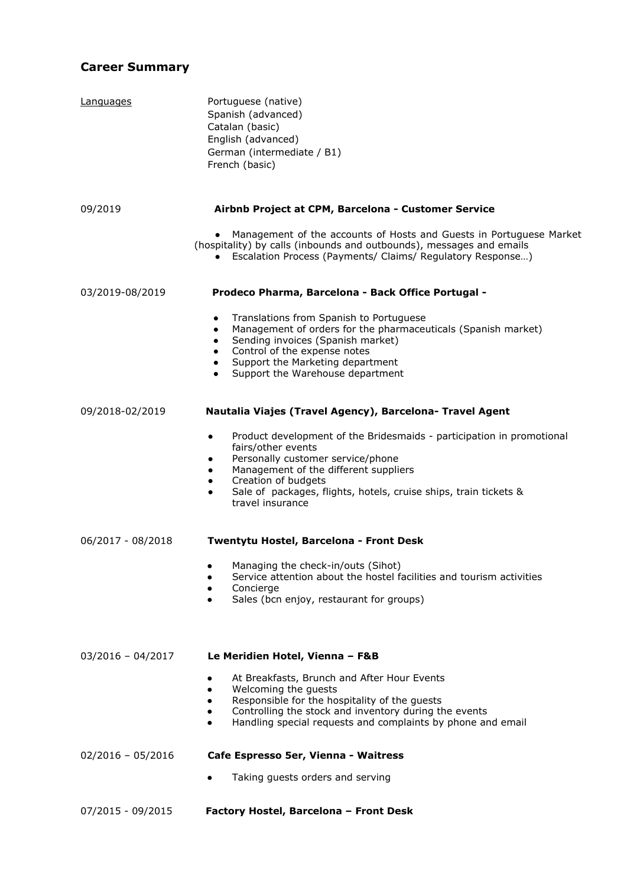## Career Summary

Languages

Portuguese (native)
Spanish (advanced)
Catalan (basic)
English (advanced)
German (intermediate / B1)
French (basic)

09/2019 **Airbnb Project at CPM, Barcelona - Customer Service**

- Management of the accounts of Hosts and Guests in Portuguese Market (hospitality) by calls (inbounds and outbounds), messages and emails
- Escalation Process (Payments/ Claims/ Regulatory Response…)

03/2019-08/2019 **Prodeco Pharma, Barcelona - Back Office Portugal -**

- Translations from Spanish to Portuguese
- Management of orders for the pharmaceuticals (Spanish market)
- Sending invoices (Spanish market)
- Control of the expense notes
- Support the Marketing department
- Support the Warehouse department

09/2018-02/2019 **Nautalia Viajes (Travel Agency), Barcelona- Travel Agent**

- Product development of the Bridesmaids - participation in promotional fairs/other events
- Personally customer service/phone
- Management of the different suppliers
- Creation of budgets
- Sale of packages, flights, hotels, cruise ships, train tickets & travel insurance

06/2017 - 08/2018 **Twentytu Hostel, Barcelona - Front Desk**

- Managing the check-in/outs (Sihot)
- Service attention about the hostel facilities and tourism activities
- Concierge
- Sales (bcn enjoy, restaurant for groups)

03/2016 – 04/2017 **Le Meridien Hotel, Vienna – F&B**

- At Breakfasts, Brunch and After Hour Events
- Welcoming the guests
- Responsible for the hospitality of the guests
- Controlling the stock and inventory during the events
- Handling special requests and complaints by phone and email

02/2016 – 05/2016 **Cafe Espresso 5er, Vienna - Waitress**

- Taking guests orders and serving

07/2015 - 09/2015 **Factory Hostel, Barcelona – Front Desk**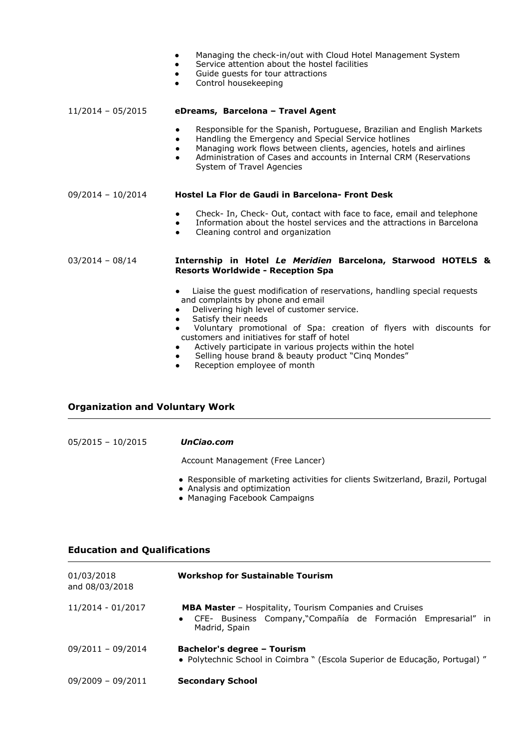- Managing the check-in/out with Cloud Hotel Management System
- Service attention about the hostel facilities
- Guide guests for tour attractions
- Control housekeeping

11/2014 – 05/2015 **eDreams, Barcelona – Travel Agent**

- Responsible for the Spanish, Portuguese, Brazilian and English Markets
- Handling the Emergency and Special Service hotlines
- Managing work flows between clients, agencies, hotels and airlines
- Administration of Cases and accounts in Internal CRM (Reservations System of Travel Agencies

09/2014 – 10/2014 **Hostel La Flor de Gaudi in Barcelona- Front Desk**

- Check- In, Check- Out, contact with face to face, email and telephone
- Information about the hostel services and the attractions in Barcelona
- Cleaning control and organization

03/2014 – 08/14 **Internship in Hotel *Le Meridien* Barcelona, Starwood HOTELS & Resorts Worldwide - Reception Spa**

- Liaise the guest modification of reservations, handling special requests and complaints by phone and email
- Delivering high level of customer service.
- Satisfy their needs
- Voluntary promotional of Spa: creation of flyers with discounts for customers and initiatives for staff of hotel
- Actively participate in various projects within the hotel
- Selling house brand & beauty product "Cinq Mondes"
- Reception employee of month

## Organization and Voluntary Work

05/2015 – 10/2015 ***UnCiao.com***

Account Management (Free Lancer)

- Responsible of marketing activities for clients Switzerland, Brazil, Portugal
- Analysis and optimization
- Managing Facebook Campaigns

## Education and Qualifications

01/03/2018 and 08/03/2018 **Workshop for Sustainable Tourism**

11/2014 - 01/2017 **MBA Master** – Hospitality, Tourism Companies and Cruises

- CFE- Business Company,"Compañía de Formación Empresarial" in Madrid, Spain

09/2011 – 09/2014 **Bachelor's degree – Tourism**

- Polytechnic School in Coimbra " (Escola Superior de Educação, Portugal) "

09/2009 – 09/2011 **Secondary School**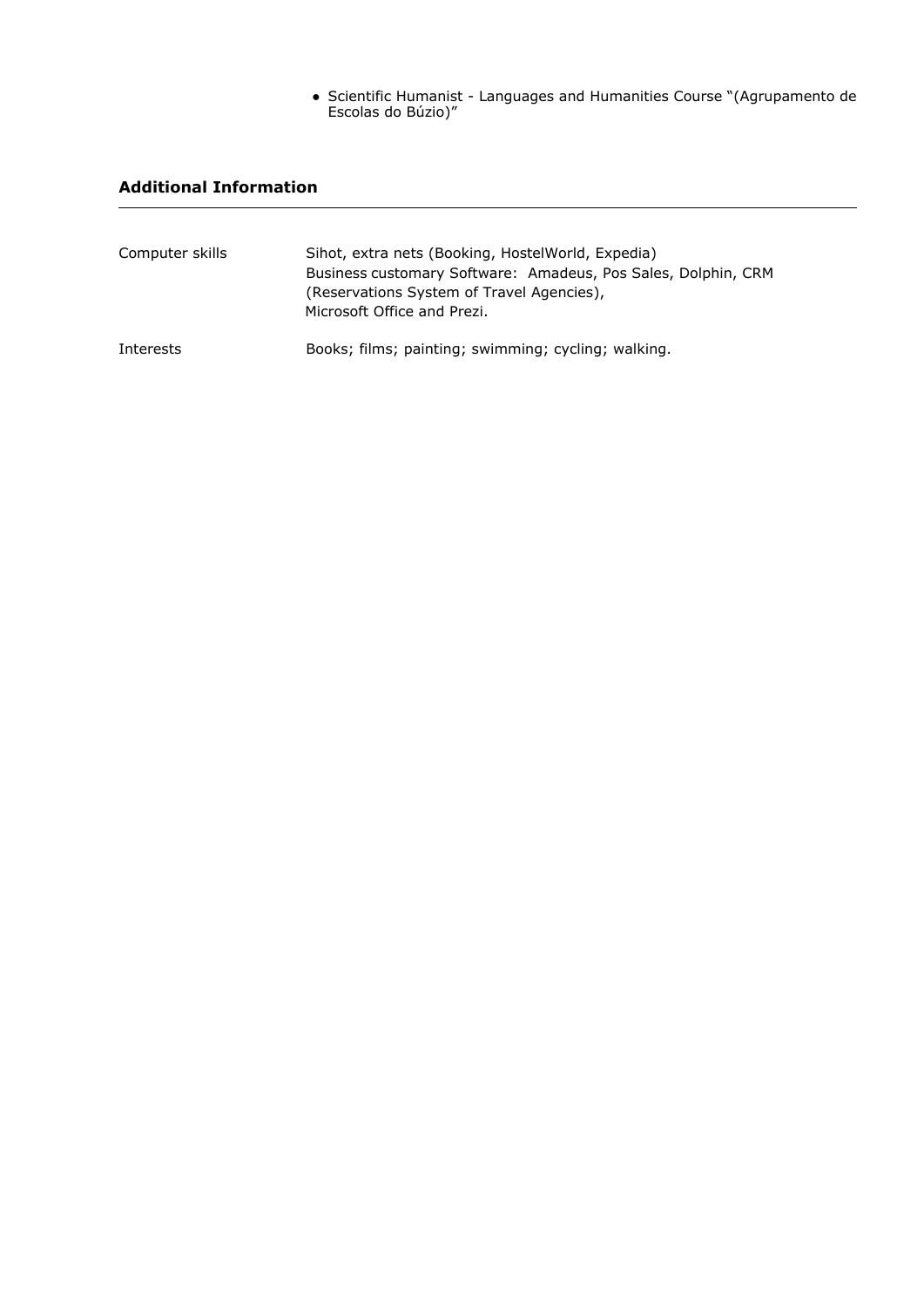- Scientific Humanist - Languages and Humanities Course "(Agrupamento de Escolas do Búzio)"

## Additional Information

| | |
|---|---|
| Computer skills | Sihot, extra nets (Booking, HostelWorld, Expedia)<br>Business customary Software: Amadeus, Pos Sales, Dolphin, CRM (Reservations System of Travel Agencies),<br>Microsoft Office and Prezi. |
| Interests | Books; films; painting; swimming; cycling; walking. |